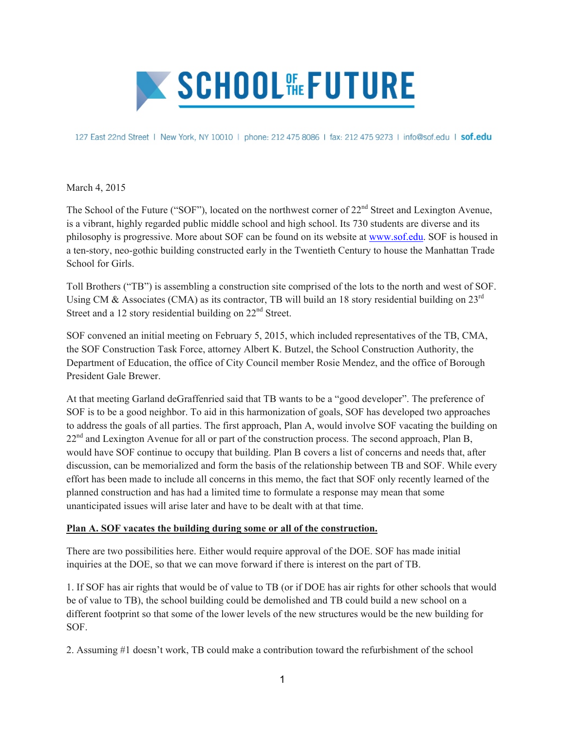# SCHOOL OF THE FUTURE

127 East 22nd Street | New York, NY 10010 | phone: 212 475 8086 | fax: 212 475 9273 | info@sof.edu | sof.edu

March 4, 2015

The School of the Future ("SOF"), located on the northwest corner of 22nd Street and Lexington Avenue, is a vibrant, highly regarded public middle school and high school. Its 730 students are diverse and its philosophy is progressive. More about SOF can be found on its website at www.sof.edu. SOF is housed in a ten-story, neo-gothic building constructed early in the Twentieth Century to house the Manhattan Trade School for Girls.

Toll Brothers ("TB") is assembling a construction site comprised of the lots to the north and west of SOF. Using CM & Associates (CMA) as its contractor, TB will build an 18 story residential building on 23rd Street and a 12 story residential building on 22nd Street.

SOF convened an initial meeting on February 5, 2015, which included representatives of the TB, CMA, the SOF Construction Task Force, attorney Albert K. Butzel, the School Construction Authority, the Department of Education, the office of City Council member Rosie Mendez, and the office of Borough President Gale Brewer.

At that meeting Garland deGraffenried said that TB wants to be a "good developer". The preference of SOF is to be a good neighbor. To aid in this harmonization of goals, SOF has developed two approaches to address the goals of all parties. The first approach, Plan A, would involve SOF vacating the building on 22nd and Lexington Avenue for all or part of the construction process. The second approach, Plan B, would have SOF continue to occupy that building. Plan B covers a list of concerns and needs that, after discussion, can be memorialized and form the basis of the relationship between TB and SOF. While every effort has been made to include all concerns in this memo, the fact that SOF only recently learned of the planned construction and has had a limited time to formulate a response may mean that some unanticipated issues will arise later and have to be dealt with at that time.

**Plan A. SOF vacates the building during some or all of the construction.**

There are two possibilities here. Either would require approval of the DOE. SOF has made initial inquiries at the DOE, so that we can move forward if there is interest on the part of TB.

1. If SOF has air rights that would be of value to TB (or if DOE has air rights for other schools that would be of value to TB), the school building could be demolished and TB could build a new school on a different footprint so that some of the lower levels of the new structures would be the new building for SOF.

2. Assuming #1 doesn't work, TB could make a contribution toward the refurbishment of the school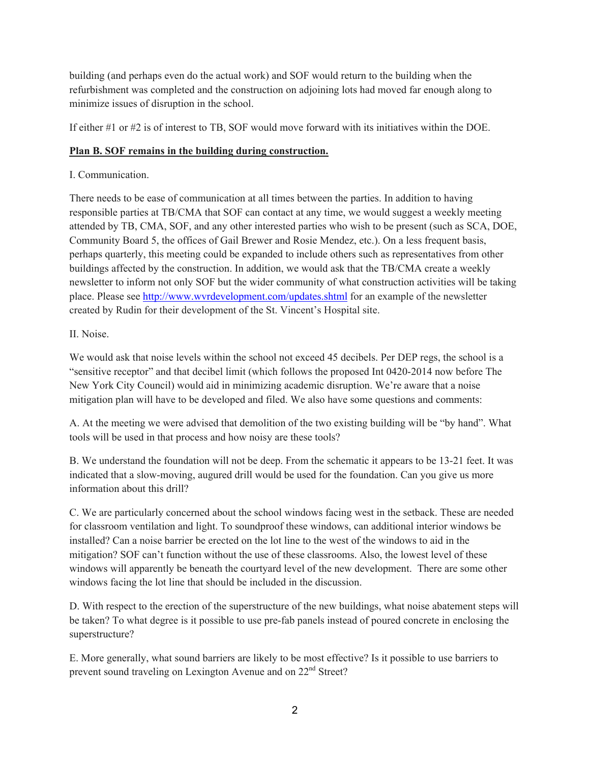building (and perhaps even do the actual work) and SOF would return to the building when the refurbishment was completed and the construction on adjoining lots had moved far enough along to minimize issues of disruption in the school.

If either #1 or #2 is of interest to TB, SOF would move forward with its initiatives within the DOE.

**Plan B. SOF remains in the building during construction.**

I. Communication.

There needs to be ease of communication at all times between the parties. In addition to having responsible parties at TB/CMA that SOF can contact at any time, we would suggest a weekly meeting attended by TB, CMA, SOF, and any other interested parties who wish to be present (such as SCA, DOE, Community Board 5, the offices of Gail Brewer and Rosie Mendez, etc.). On a less frequent basis, perhaps quarterly, this meeting could be expanded to include others such as representatives from other buildings affected by the construction. In addition, we would ask that the TB/CMA create a weekly newsletter to inform not only SOF but the wider community of what construction activities will be taking place. Please see http://www.wvrdevelopment.com/updates.shtml for an example of the newsletter created by Rudin for their development of the St. Vincent's Hospital site.

II. Noise.

We would ask that noise levels within the school not exceed 45 decibels. Per DEP regs, the school is a "sensitive receptor" and that decibel limit (which follows the proposed Int 0420-2014 now before The New York City Council) would aid in minimizing academic disruption. We're aware that a noise mitigation plan will have to be developed and filed. We also have some questions and comments:

A. At the meeting we were advised that demolition of the two existing building will be "by hand". What tools will be used in that process and how noisy are these tools?

B. We understand the foundation will not be deep. From the schematic it appears to be 13-21 feet. It was indicated that a slow-moving, augured drill would be used for the foundation. Can you give us more information about this drill?

C. We are particularly concerned about the school windows facing west in the setback. These are needed for classroom ventilation and light. To soundproof these windows, can additional interior windows be installed? Can a noise barrier be erected on the lot line to the west of the windows to aid in the mitigation? SOF can't function without the use of these classrooms. Also, the lowest level of these windows will apparently be beneath the courtyard level of the new development. There are some other windows facing the lot line that should be included in the discussion.

D. With respect to the erection of the superstructure of the new buildings, what noise abatement steps will be taken? To what degree is it possible to use pre-fab panels instead of poured concrete in enclosing the superstructure?

E. More generally, what sound barriers are likely to be most effective? Is it possible to use barriers to prevent sound traveling on Lexington Avenue and on 22nd Street?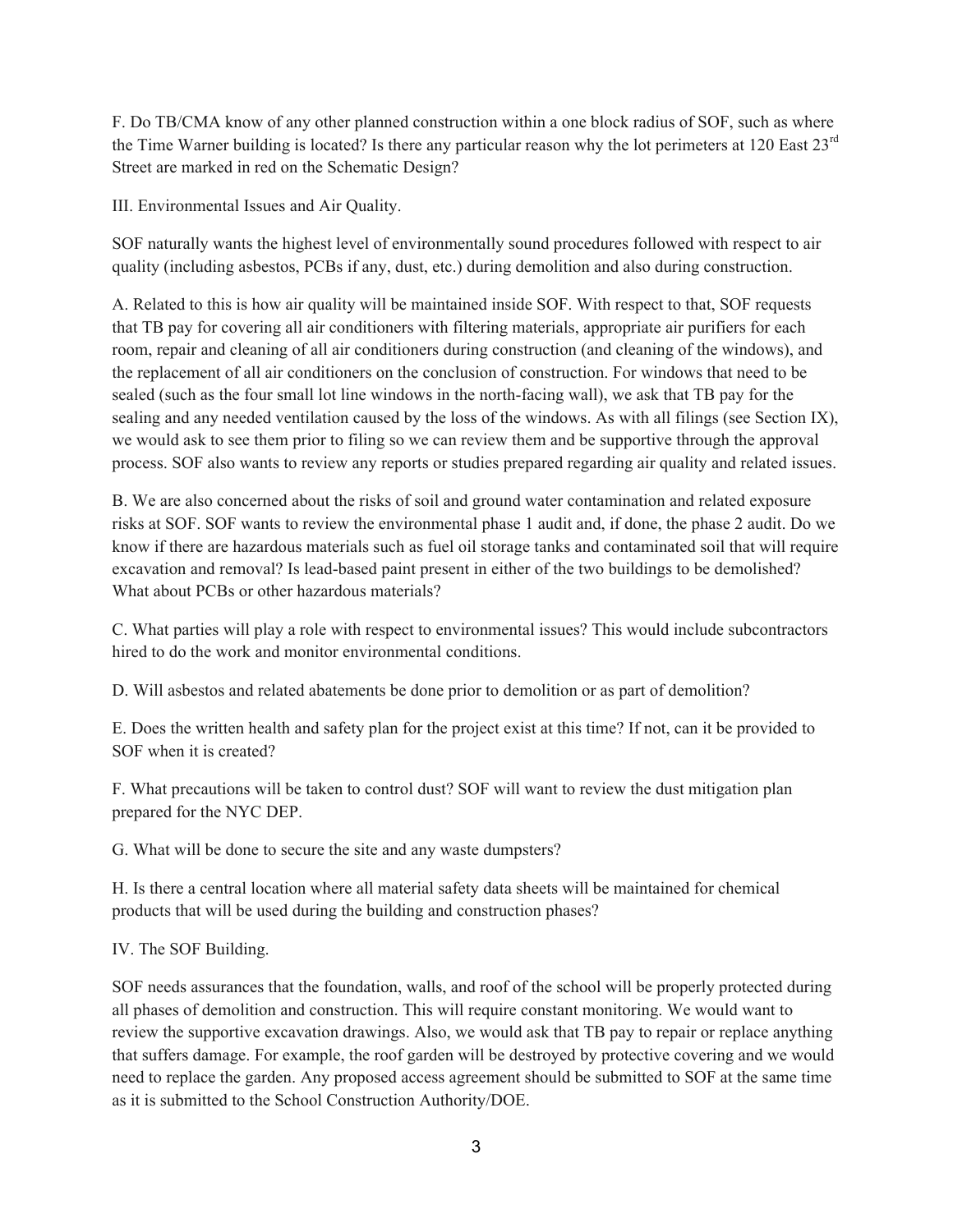F. Do TB/CMA know of any other planned construction within a one block radius of SOF, such as where the Time Warner building is located? Is there any particular reason why the lot perimeters at 120 East 23rd Street are marked in red on the Schematic Design?

## III. Environmental Issues and Air Quality.

SOF naturally wants the highest level of environmentally sound procedures followed with respect to air quality (including asbestos, PCBs if any, dust, etc.) during demolition and also during construction.

A. Related to this is how air quality will be maintained inside SOF. With respect to that, SOF requests that TB pay for covering all air conditioners with filtering materials, appropriate air purifiers for each room, repair and cleaning of all air conditioners during construction (and cleaning of the windows), and the replacement of all air conditioners on the conclusion of construction. For windows that need to be sealed (such as the four small lot line windows in the north-facing wall), we ask that TB pay for the sealing and any needed ventilation caused by the loss of the windows. As with all filings (see Section IX), we would ask to see them prior to filing so we can review them and be supportive through the approval process. SOF also wants to review any reports or studies prepared regarding air quality and related issues.

B. We are also concerned about the risks of soil and ground water contamination and related exposure risks at SOF. SOF wants to review the environmental phase 1 audit and, if done, the phase 2 audit. Do we know if there are hazardous materials such as fuel oil storage tanks and contaminated soil that will require excavation and removal? Is lead-based paint present in either of the two buildings to be demolished? What about PCBs or other hazardous materials?

C. What parties will play a role with respect to environmental issues? This would include subcontractors hired to do the work and monitor environmental conditions.

D. Will asbestos and related abatements be done prior to demolition or as part of demolition?

E. Does the written health and safety plan for the project exist at this time? If not, can it be provided to SOF when it is created?

F. What precautions will be taken to control dust? SOF will want to review the dust mitigation plan prepared for the NYC DEP.

G. What will be done to secure the site and any waste dumpsters?

H. Is there a central location where all material safety data sheets will be maintained for chemical products that will be used during the building and construction phases?

## IV. The SOF Building.

SOF needs assurances that the foundation, walls, and roof of the school will be properly protected during all phases of demolition and construction. This will require constant monitoring. We would want to review the supportive excavation drawings. Also, we would ask that TB pay to repair or replace anything that suffers damage. For example, the roof garden will be destroyed by protective covering and we would need to replace the garden. Any proposed access agreement should be submitted to SOF at the same time as it is submitted to the School Construction Authority/DOE.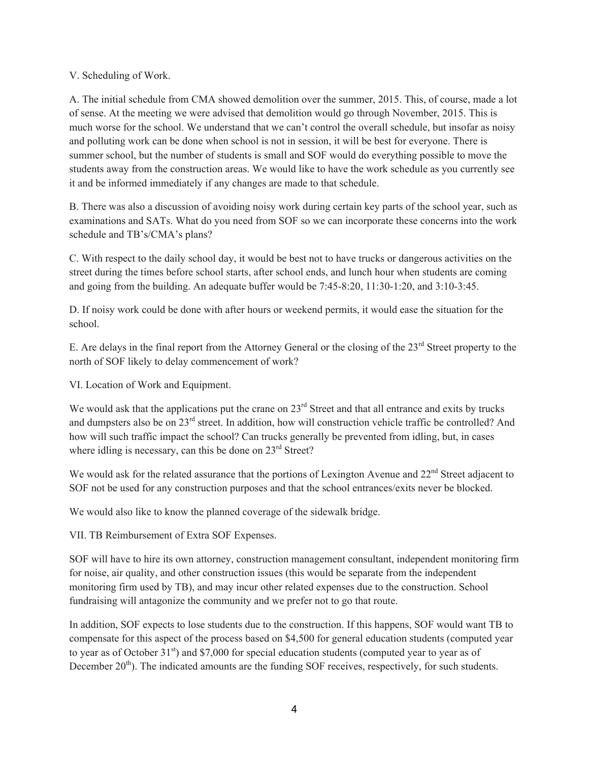## V. Scheduling of Work.

A. The initial schedule from CMA showed demolition over the summer, 2015. This, of course, made a lot of sense. At the meeting we were advised that demolition would go through November, 2015. This is much worse for the school. We understand that we can't control the overall schedule, but insofar as noisy and polluting work can be done when school is not in session, it will be best for everyone. There is summer school, but the number of students is small and SOF would do everything possible to move the students away from the construction areas. We would like to have the work schedule as you currently see it and be informed immediately if any changes are made to that schedule.

B. There was also a discussion of avoiding noisy work during certain key parts of the school year, such as examinations and SATs. What do you need from SOF so we can incorporate these concerns into the work schedule and TB's/CMA's plans?

C. With respect to the daily school day, it would be best not to have trucks or dangerous activities on the street during the times before school starts, after school ends, and lunch hour when students are coming and going from the building. An adequate buffer would be 7:45-8:20, 11:30-1:20, and 3:10-3:45.

D. If noisy work could be done with after hours or weekend permits, it would ease the situation for the school.

E. Are delays in the final report from the Attorney General or the closing of the 23rd Street property to the north of SOF likely to delay commencement of work?

## VI. Location of Work and Equipment.

We would ask that the applications put the crane on 23rd Street and that all entrance and exits by trucks and dumpsters also be on 23rd street. In addition, how will construction vehicle traffic be controlled? And how will such traffic impact the school? Can trucks generally be prevented from idling, but, in cases where idling is necessary, can this be done on 23rd Street?

We would ask for the related assurance that the portions of Lexington Avenue and 22nd Street adjacent to SOF not be used for any construction purposes and that the school entrances/exits never be blocked.

We would also like to know the planned coverage of the sidewalk bridge.

## VII. TB Reimbursement of Extra SOF Expenses.

SOF will have to hire its own attorney, construction management consultant, independent monitoring firm for noise, air quality, and other construction issues (this would be separate from the independent monitoring firm used by TB), and may incur other related expenses due to the construction. School fundraising will antagonize the community and we prefer not to go that route.

In addition, SOF expects to lose students due to the construction. If this happens, SOF would want TB to compensate for this aspect of the process based on $4,500 for general education students (computed year to year as of October 31st) and $7,000 for special education students (computed year to year as of December 20th). The indicated amounts are the funding SOF receives, respectively, for such students.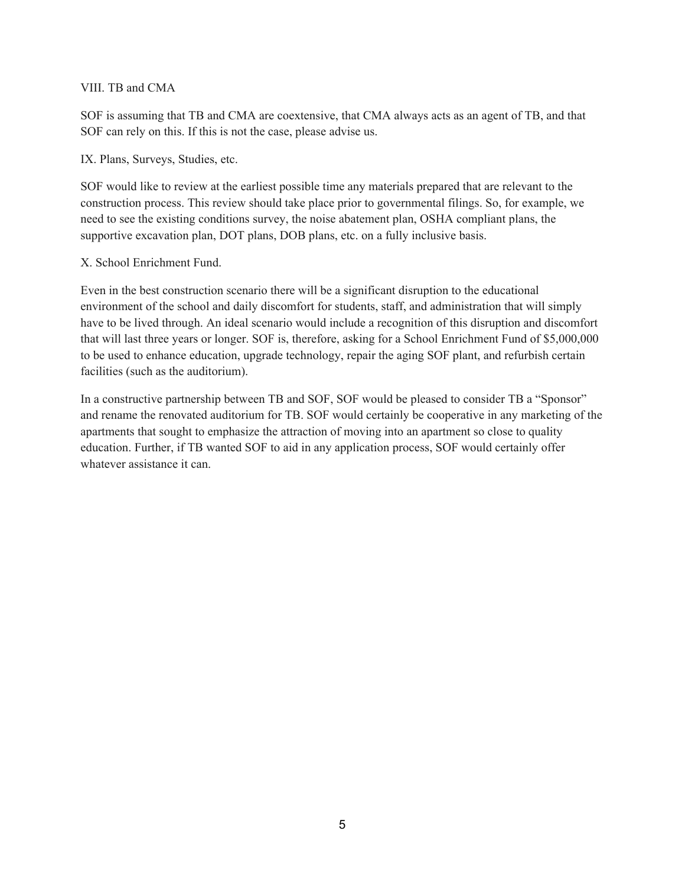## VIII. TB and CMA

SOF is assuming that TB and CMA are coextensive, that CMA always acts as an agent of TB, and that SOF can rely on this. If this is not the case, please advise us.

## IX. Plans, Surveys, Studies, etc.

SOF would like to review at the earliest possible time any materials prepared that are relevant to the construction process. This review should take place prior to governmental filings. So, for example, we need to see the existing conditions survey, the noise abatement plan, OSHA compliant plans, the supportive excavation plan, DOT plans, DOB plans, etc. on a fully inclusive basis.

## X. School Enrichment Fund.

Even in the best construction scenario there will be a significant disruption to the educational environment of the school and daily discomfort for students, staff, and administration that will simply have to be lived through. An ideal scenario would include a recognition of this disruption and discomfort that will last three years or longer. SOF is, therefore, asking for a School Enrichment Fund of $5,000,000 to be used to enhance education, upgrade technology, repair the aging SOF plant, and refurbish certain facilities (such as the auditorium).

In a constructive partnership between TB and SOF, SOF would be pleased to consider TB a "Sponsor" and rename the renovated auditorium for TB. SOF would certainly be cooperative in any marketing of the apartments that sought to emphasize the attraction of moving into an apartment so close to quality education. Further, if TB wanted SOF to aid in any application process, SOF would certainly offer whatever assistance it can.